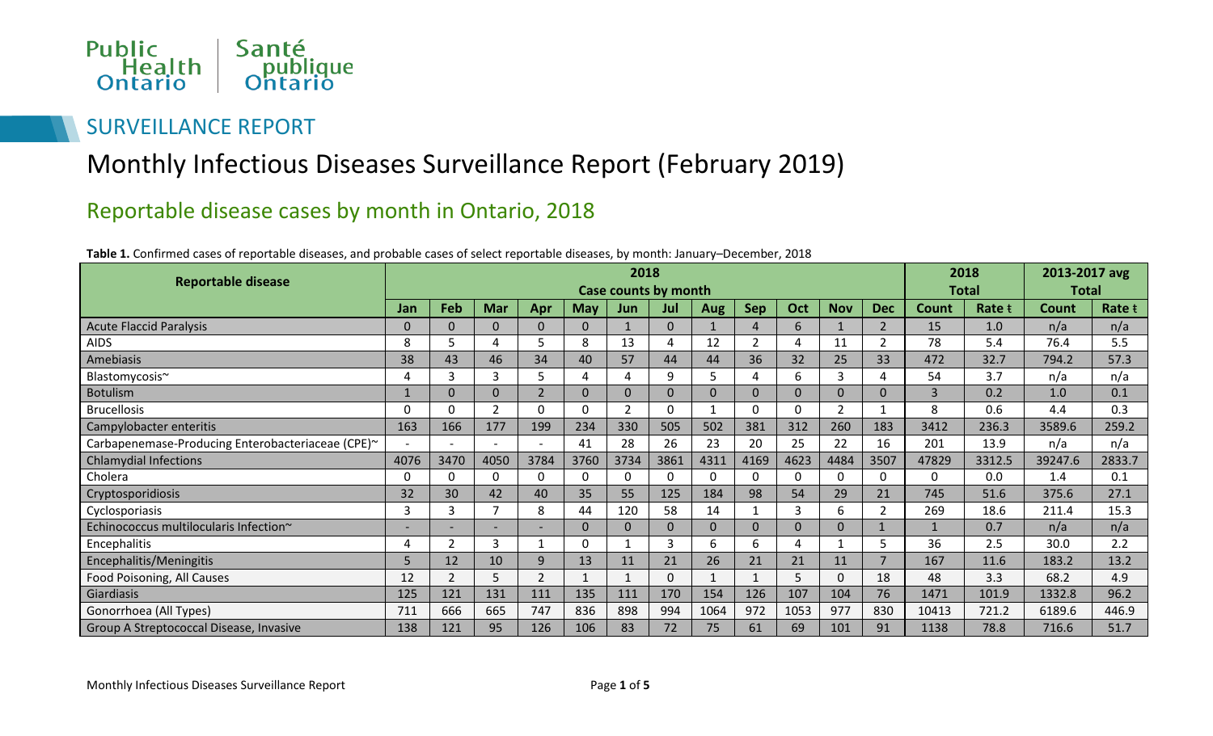Public Health Ontario | Santé publique Ontario

SURVEILLANCE REPORT

# Monthly Infectious Diseases Surveillance Report (February 2019)

## Reportable disease cases by month in Ontario, 2018

**Table 1.** Confirmed cases of reportable diseases, and probable cases of select reportable diseases, by month: January–December, 2018

| Reportable disease | 2018 Case counts by month | | | | | | | | | | | | 2018 Total | | 2013-2017 avg Total | |
|---|---|---|---|---|---|---|---|---|---|---|---|---|---|---|---|---|
| | Jan | Feb | Mar | Apr | May | Jun | Jul | Aug | Sep | Oct | Nov | Dec | Count | Rate ŧ | Count | Rate ŧ |
| Acute Flaccid Paralysis | 0 | 0 | 0 | 0 | 0 | 1 | 0 | 1 | 4 | 6 | 1 | 2 | 15 | 1.0 | n/a | n/a |
| AIDS | 8 | 5 | 4 | 5 | 8 | 13 | 4 | 12 | 2 | 4 | 11 | 2 | 78 | 5.4 | 76.4 | 5.5 |
| Amebiasis | 38 | 43 | 46 | 34 | 40 | 57 | 44 | 44 | 36 | 32 | 25 | 33 | 472 | 32.7 | 794.2 | 57.3 |
| Blastomycosis~ | 4 | 3 | 3 | 5 | 4 | 4 | 9 | 5 | 4 | 6 | 3 | 4 | 54 | 3.7 | n/a | n/a |
| Botulism | 1 | 0 | 0 | 2 | 0 | 0 | 0 | 0 | 0 | 0 | 0 | 0 | 3 | 0.2 | 1.0 | 0.1 |
| Brucellosis | 0 | 0 | 2 | 0 | 0 | 2 | 0 | 1 | 0 | 0 | 2 | 1 | 8 | 0.6 | 4.4 | 0.3 |
| Campylobacter enteritis | 163 | 166 | 177 | 199 | 234 | 330 | 505 | 502 | 381 | 312 | 260 | 183 | 3412 | 236.3 | 3589.6 | 259.2 |
| Carbapenemase-Producing Enterobacteriaceae (CPE)~ | - | - | - | - | 41 | 28 | 26 | 23 | 20 | 25 | 22 | 16 | 201 | 13.9 | n/a | n/a |
| Chlamydial Infections | 4076 | 3470 | 4050 | 3784 | 3760 | 3734 | 3861 | 4311 | 4169 | 4623 | 4484 | 3507 | 47829 | 3312.5 | 39247.6 | 2833.7 |
| Cholera | 0 | 0 | 0 | 0 | 0 | 0 | 0 | 0 | 0 | 0 | 0 | 0 | 0 | 0.0 | 1.4 | 0.1 |
| Cryptosporidiosis | 32 | 30 | 42 | 40 | 35 | 55 | 125 | 184 | 98 | 54 | 29 | 21 | 745 | 51.6 | 375.6 | 27.1 |
| Cyclosporiasis | 3 | 3 | 7 | 8 | 44 | 120 | 58 | 14 | 1 | 3 | 6 | 2 | 269 | 18.6 | 211.4 | 15.3 |
| Echinococcus multilocularis Infection~ | - | - | - | - | 0 | 0 | 0 | 0 | 0 | 0 | 0 | 1 | 1 | 0.7 | n/a | n/a |
| Encephalitis | 4 | 2 | 3 | 1 | 0 | 1 | 3 | 6 | 6 | 4 | 1 | 5 | 36 | 2.5 | 30.0 | 2.2 |
| Encephalitis/Meningitis | 5 | 12 | 10 | 9 | 13 | 11 | 21 | 26 | 21 | 21 | 11 | 7 | 167 | 11.6 | 183.2 | 13.2 |
| Food Poisoning, All Causes | 12 | 2 | 5 | 2 | 1 | 1 | 0 | 1 | 1 | 5 | 0 | 18 | 48 | 3.3 | 68.2 | 4.9 |
| Giardiasis | 125 | 121 | 131 | 111 | 135 | 111 | 170 | 154 | 126 | 107 | 104 | 76 | 1471 | 101.9 | 1332.8 | 96.2 |
| Gonorrhoea (All Types) | 711 | 666 | 665 | 747 | 836 | 898 | 994 | 1064 | 972 | 1053 | 977 | 830 | 10413 | 721.2 | 6189.6 | 446.9 |
| Group A Streptococcal Disease, Invasive | 138 | 121 | 95 | 126 | 106 | 83 | 72 | 75 | 61 | 69 | 101 | 91 | 1138 | 78.8 | 716.6 | 51.7 |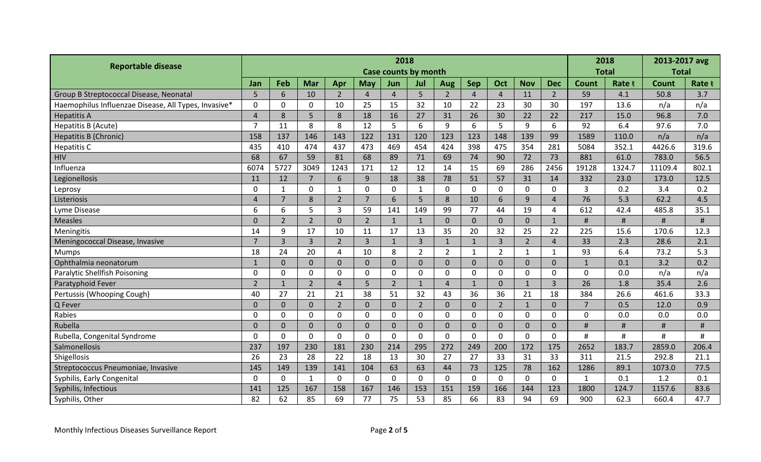| Reportable disease | 2018 Case counts by month | | | | | | | | | | | | 2018 Total | | 2013-2017 avg Total | |
|---|---|---|---|---|---|---|---|---|---|---|---|---|---|---|---|---|
| | Jan | Feb | Mar | Apr | May | Jun | Jul | Aug | Sep | Oct | Nov | Dec | Count | Rate ŧ | Count | Rate ŧ |
| Group B Streptococcal Disease, Neonatal | 5 | 6 | 10 | 2 | 4 | 4 | 5 | 2 | 4 | 4 | 11 | 2 | 59 | 4.1 | 50.8 | 3.7 |
| Haemophilus Influenzae Disease, All Types, Invasive* | 0 | 0 | 0 | 10 | 25 | 15 | 32 | 10 | 22 | 23 | 30 | 30 | 197 | 13.6 | n/a | n/a |
| Hepatitis A | 4 | 8 | 5 | 8 | 18 | 16 | 27 | 31 | 26 | 30 | 22 | 22 | 217 | 15.0 | 96.8 | 7.0 |
| Hepatitis B (Acute) | 7 | 11 | 8 | 8 | 12 | 5 | 6 | 9 | 6 | 5 | 9 | 6 | 92 | 6.4 | 97.6 | 7.0 |
| Hepatitis B (Chronic) | 158 | 137 | 146 | 143 | 122 | 131 | 120 | 123 | 123 | 148 | 139 | 99 | 1589 | 110.0 | n/a | n/a |
| Hepatitis C | 435 | 410 | 474 | 437 | 473 | 469 | 454 | 424 | 398 | 475 | 354 | 281 | 5084 | 352.1 | 4426.6 | 319.6 |
| HIV | 68 | 67 | 59 | 81 | 68 | 89 | 71 | 69 | 74 | 90 | 72 | 73 | 881 | 61.0 | 783.0 | 56.5 |
| Influenza | 6074 | 5727 | 3049 | 1243 | 171 | 12 | 12 | 14 | 15 | 69 | 286 | 2456 | 19128 | 1324.7 | 11109.4 | 802.1 |
| Legionellosis | 11 | 12 | 7 | 6 | 9 | 18 | 38 | 78 | 51 | 57 | 31 | 14 | 332 | 23.0 | 173.0 | 12.5 |
| Leprosy | 0 | 1 | 0 | 1 | 0 | 0 | 1 | 0 | 0 | 0 | 0 | 0 | 3 | 0.2 | 3.4 | 0.2 |
| Listeriosis | 4 | 7 | 8 | 2 | 7 | 6 | 5 | 8 | 10 | 6 | 9 | 4 | 76 | 5.3 | 62.2 | 4.5 |
| Lyme Disease | 6 | 6 | 5 | 3 | 59 | 141 | 149 | 99 | 77 | 44 | 19 | 4 | 612 | 42.4 | 485.8 | 35.1 |
| Measles | 0 | 2 | 2 | 0 | 2 | 1 | 1 | 0 | 0 | 0 | 0 | 1 | # | # | # | # |
| Meningitis | 14 | 9 | 17 | 10 | 11 | 17 | 13 | 35 | 20 | 32 | 25 | 22 | 225 | 15.6 | 170.6 | 12.3 |
| Meningococcal Disease, Invasive | 7 | 3 | 3 | 2 | 3 | 1 | 3 | 1 | 1 | 3 | 2 | 4 | 33 | 2.3 | 28.6 | 2.1 |
| Mumps | 18 | 24 | 20 | 4 | 10 | 8 | 2 | 2 | 1 | 2 | 1 | 1 | 93 | 6.4 | 73.2 | 5.3 |
| Ophthalmia neonatorum | 1 | 0 | 0 | 0 | 0 | 0 | 0 | 0 | 0 | 0 | 0 | 0 | 1 | 0.1 | 3.2 | 0.2 |
| Paralytic Shellfish Poisoning | 0 | 0 | 0 | 0 | 0 | 0 | 0 | 0 | 0 | 0 | 0 | 0 | 0 | 0.0 | n/a | n/a |
| Paratyphoid Fever | 2 | 1 | 2 | 4 | 5 | 2 | 1 | 4 | 1 | 0 | 1 | 3 | 26 | 1.8 | 35.4 | 2.6 |
| Pertussis (Whooping Cough) | 40 | 27 | 21 | 21 | 38 | 51 | 32 | 43 | 36 | 36 | 21 | 18 | 384 | 26.6 | 461.6 | 33.3 |
| Q Fever | 0 | 0 | 0 | 2 | 0 | 0 | 2 | 0 | 0 | 2 | 1 | 0 | 7 | 0.5 | 12.0 | 0.9 |
| Rabies | 0 | 0 | 0 | 0 | 0 | 0 | 0 | 0 | 0 | 0 | 0 | 0 | 0 | 0.0 | 0.0 | 0.0 |
| Rubella | 0 | 0 | 0 | 0 | 0 | 0 | 0 | 0 | 0 | 0 | 0 | 0 | # | # | # | # |
| Rubella, Congenital Syndrome | 0 | 0 | 0 | 0 | 0 | 0 | 0 | 0 | 0 | 0 | 0 | 0 | # | # | # | # |
| Salmonellosis | 237 | 197 | 230 | 181 | 230 | 214 | 295 | 272 | 249 | 200 | 172 | 175 | 2652 | 183.7 | 2859.0 | 206.4 |
| Shigellosis | 26 | 23 | 28 | 22 | 18 | 13 | 30 | 27 | 27 | 33 | 31 | 33 | 311 | 21.5 | 292.8 | 21.1 |
| Streptococcus Pneumoniae, Invasive | 145 | 149 | 139 | 141 | 104 | 63 | 63 | 44 | 73 | 125 | 78 | 162 | 1286 | 89.1 | 1073.0 | 77.5 |
| Syphilis, Early Congenital | 0 | 0 | 1 | 0 | 0 | 0 | 0 | 0 | 0 | 0 | 0 | 0 | 1 | 0.1 | 1.2 | 0.1 |
| Syphilis, Infectious | 141 | 125 | 167 | 158 | 167 | 146 | 153 | 151 | 159 | 166 | 144 | 123 | 1800 | 124.7 | 1157.6 | 83.6 |
| Syphilis, Other | 82 | 62 | 85 | 69 | 77 | 75 | 53 | 85 | 66 | 83 | 94 | 69 | 900 | 62.3 | 660.4 | 47.7 |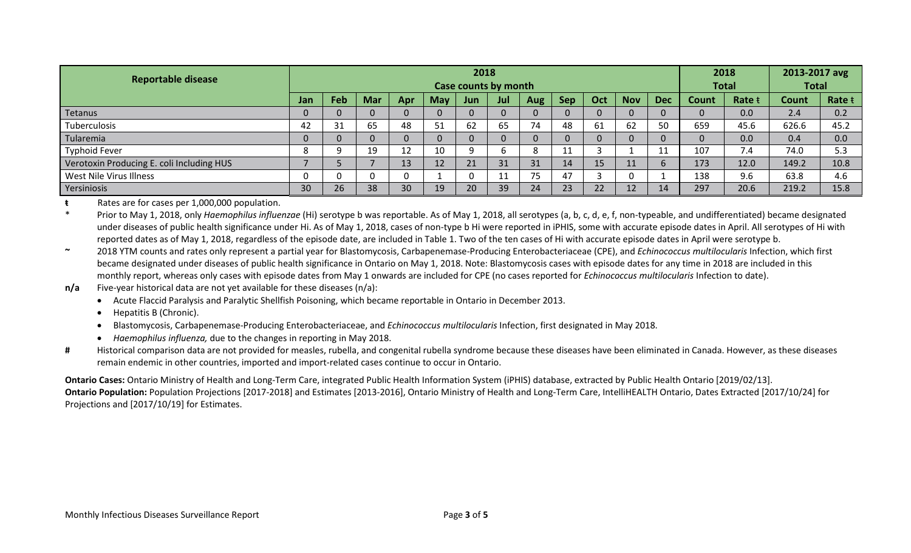| Reportable disease | 2018 Case counts by month | | | | | | | | | | | | 2018 Total | | 2013-2017 avg Total | |
|---|---|---|---|---|---|---|---|---|---|---|---|---|---|---|---|---|
| | Jan | Feb | Mar | Apr | May | Jun | Jul | Aug | Sep | Oct | Nov | Dec | Count | Rate ŧ | Count | Rate ŧ |
| Tetanus | 0 | 0 | 0 | 0 | 0 | 0 | 0 | 0 | 0 | 0 | 0 | 0 | 0 | 0.0 | 2.4 | 0.2 |
| Tuberculosis | 42 | 31 | 65 | 48 | 51 | 62 | 65 | 74 | 48 | 61 | 62 | 50 | 659 | 45.6 | 626.6 | 45.2 |
| Tularemia | 0 | 0 | 0 | 0 | 0 | 0 | 0 | 0 | 0 | 0 | 0 | 0 | 0 | 0.0 | 0.4 | 0.0 |
| Typhoid Fever | 8 | 9 | 19 | 12 | 10 | 9 | 6 | 8 | 11 | 3 | 1 | 11 | 107 | 7.4 | 74.0 | 5.3 |
| Verotoxin Producing E. coli Including HUS | 7 | 5 | 7 | 13 | 12 | 21 | 31 | 31 | 14 | 15 | 11 | 6 | 173 | 12.0 | 149.2 | 10.8 |
| West Nile Virus Illness | 0 | 0 | 0 | 0 | 1 | 0 | 11 | 75 | 47 | 3 | 0 | 1 | 138 | 9.6 | 63.8 | 4.6 |
| Yersiniosis | 30 | 26 | 38 | 30 | 19 | 20 | 39 | 24 | 23 | 22 | 12 | 14 | 297 | 20.6 | 219.2 | 15.8 |

ŧ Rates are for cases per 1,000,000 population.

* Prior to May 1, 2018, only *Haemophilus influenzae* (Hi) serotype b was reportable. As of May 1, 2018, all serotypes (a, b, c, d, e, f, non-typeable, and undifferentiated) became designated under diseases of public health significance under Hi. As of May 1, 2018, cases of non-type b Hi were reported in iPHIS, some with accurate episode dates in April. All serotypes of Hi with reported dates as of May 1, 2018, regardless of the episode date, are included in Table 1. Two of the ten cases of Hi with accurate episode dates in April were serotype b.

~ 2018 YTM counts and rates only represent a partial year for Blastomycosis, Carbapenemase-Producing Enterobacteriaceae (CPE), and *Echinococcus multilocularis* Infection, which first became designated under diseases of public health significance in Ontario on May 1, 2018. Note: Blastomycosis cases with episode dates for any time in 2018 are included in this monthly report, whereas only cases with episode dates from May 1 onwards are included for CPE (no cases reported for *Echinococcus multilocularis* Infection to date).

**n/a** Five-year historical data are not yet available for these diseases (n/a):

- Acute Flaccid Paralysis and Paralytic Shellfish Poisoning, which became reportable in Ontario in December 2013.
- Hepatitis B (Chronic).
- Blastomycosis, Carbapenemase-Producing Enterobacteriaceae, and *Echinococcus multilocularis* Infection, first designated in May 2018.
- *Haemophilus influenza,* due to the changes in reporting in May 2018.

**#** Historical comparison data are not provided for measles, rubella, and congenital rubella syndrome because these diseases have been eliminated in Canada. However, as these diseases remain endemic in other countries, imported and import-related cases continue to occur in Ontario.

**Ontario Cases:** Ontario Ministry of Health and Long-Term Care, integrated Public Health Information System (iPHIS) database, extracted by Public Health Ontario [2019/02/13].
**Ontario Population:** Population Projections [2017-2018] and Estimates [2013-2016], Ontario Ministry of Health and Long-Term Care, IntelliHEALTH Ontario, Dates Extracted [2017/10/24] for Projections and [2017/10/19] for Estimates.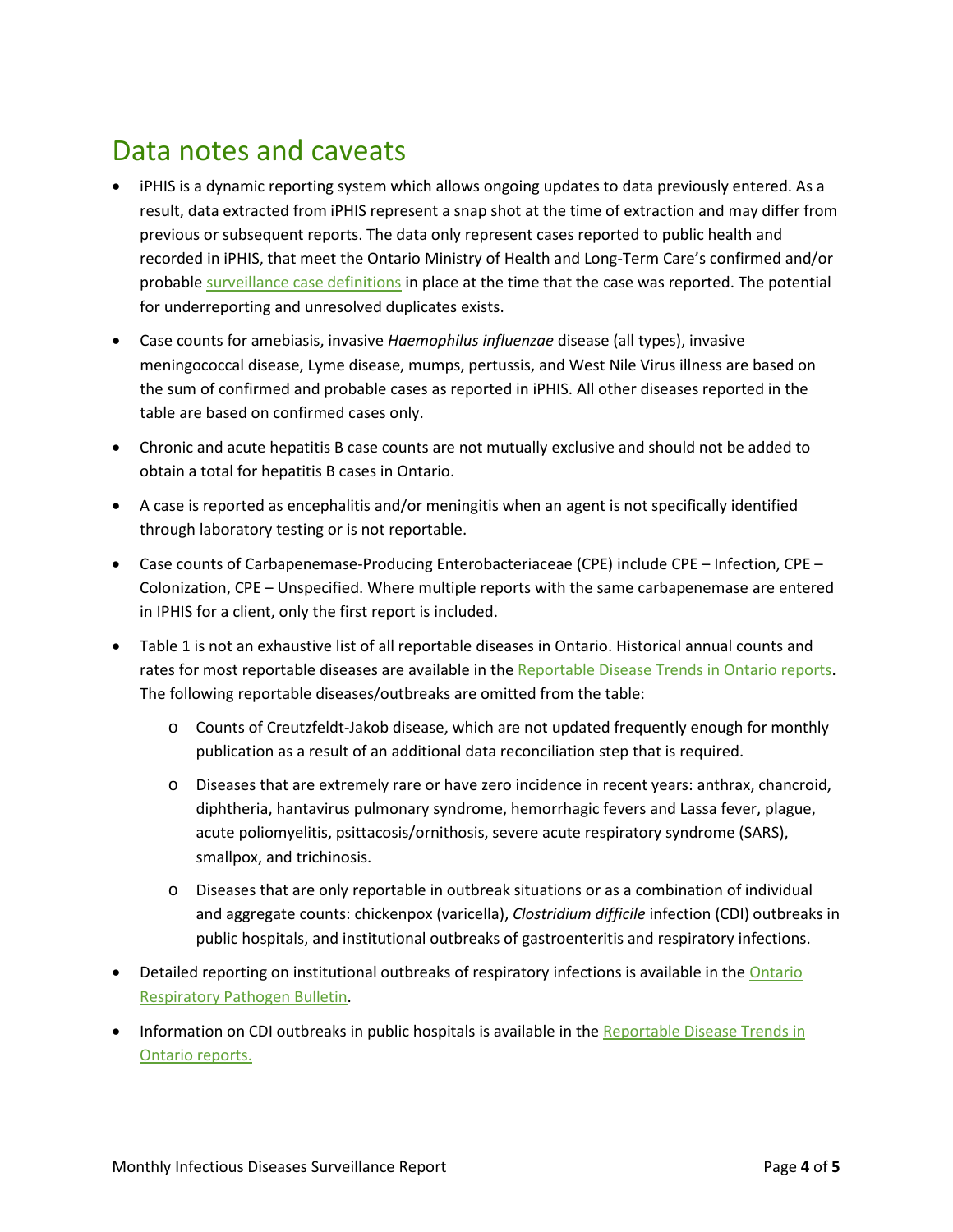# Data notes and caveats

- iPHIS is a dynamic reporting system which allows ongoing updates to data previously entered. As a result, data extracted from iPHIS represent a snap shot at the time of extraction and may differ from previous or subsequent reports. The data only represent cases reported to public health and recorded in iPHIS, that meet the Ontario Ministry of Health and Long-Term Care's confirmed and/or probable surveillance case definitions in place at the time that the case was reported. The potential for underreporting and unresolved duplicates exists.
- Case counts for amebiasis, invasive *Haemophilus influenzae* disease (all types), invasive meningococcal disease, Lyme disease, mumps, pertussis, and West Nile Virus illness are based on the sum of confirmed and probable cases as reported in iPHIS. All other diseases reported in the table are based on confirmed cases only.
- Chronic and acute hepatitis B case counts are not mutually exclusive and should not be added to obtain a total for hepatitis B cases in Ontario.
- A case is reported as encephalitis and/or meningitis when an agent is not specifically identified through laboratory testing or is not reportable.
- Case counts of Carbapenemase-Producing Enterobacteriaceae (CPE) include CPE – Infection, CPE – Colonization, CPE – Unspecified. Where multiple reports with the same carbapenemase are entered in IPHIS for a client, only the first report is included.
- Table 1 is not an exhaustive list of all reportable diseases in Ontario. Historical annual counts and rates for most reportable diseases are available in the Reportable Disease Trends in Ontario reports. The following reportable diseases/outbreaks are omitted from the table:
    - Counts of Creutzfeldt-Jakob disease, which are not updated frequently enough for monthly publication as a result of an additional data reconciliation step that is required.
    - Diseases that are extremely rare or have zero incidence in recent years: anthrax, chancroid, diphtheria, hantavirus pulmonary syndrome, hemorrhagic fevers and Lassa fever, plague, acute poliomyelitis, psittacosis/ornithosis, severe acute respiratory syndrome (SARS), smallpox, and trichinosis.
    - Diseases that are only reportable in outbreak situations or as a combination of individual and aggregate counts: chickenpox (varicella), *Clostridium difficile* infection (CDI) outbreaks in public hospitals, and institutional outbreaks of gastroenteritis and respiratory infections.
- Detailed reporting on institutional outbreaks of respiratory infections is available in the Ontario Respiratory Pathogen Bulletin.
- Information on CDI outbreaks in public hospitals is available in the Reportable Disease Trends in Ontario reports.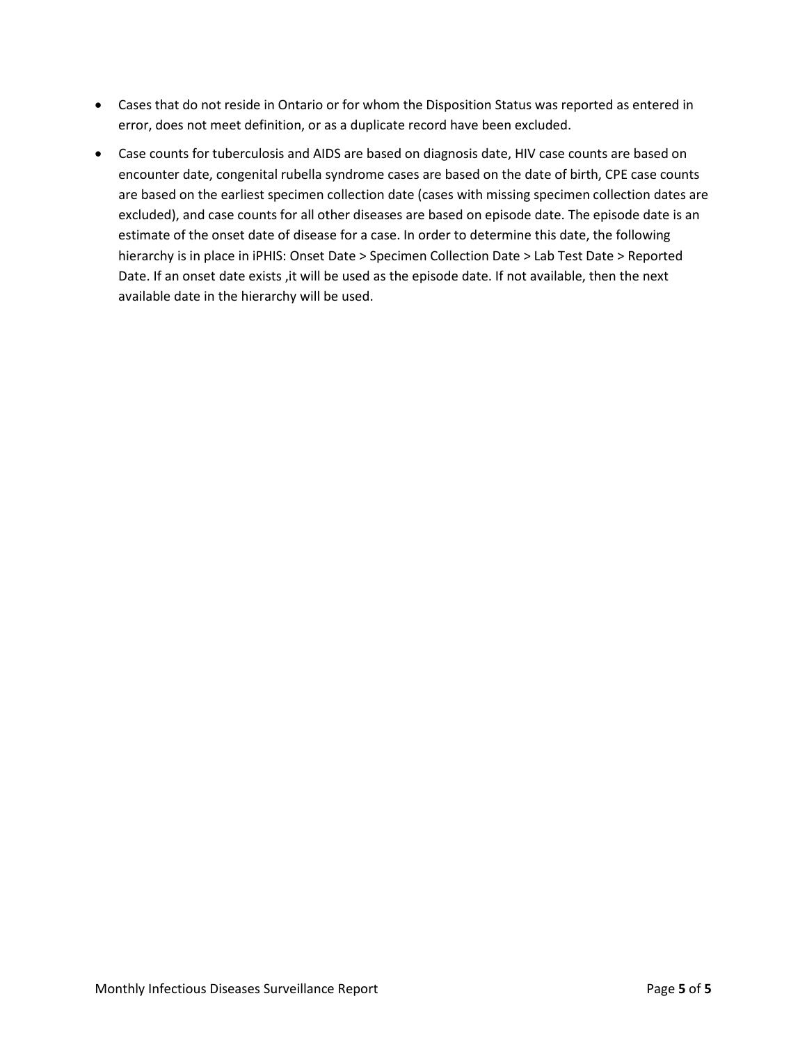- Cases that do not reside in Ontario or for whom the Disposition Status was reported as entered in error, does not meet definition, or as a duplicate record have been excluded.
- Case counts for tuberculosis and AIDS are based on diagnosis date, HIV case counts are based on encounter date, congenital rubella syndrome cases are based on the date of birth, CPE case counts are based on the earliest specimen collection date (cases with missing specimen collection dates are excluded), and case counts for all other diseases are based on episode date. The episode date is an estimate of the onset date of disease for a case. In order to determine this date, the following hierarchy is in place in iPHIS: Onset Date > Specimen Collection Date > Lab Test Date > Reported Date. If an onset date exists ,it will be used as the episode date. If not available, then the next available date in the hierarchy will be used.